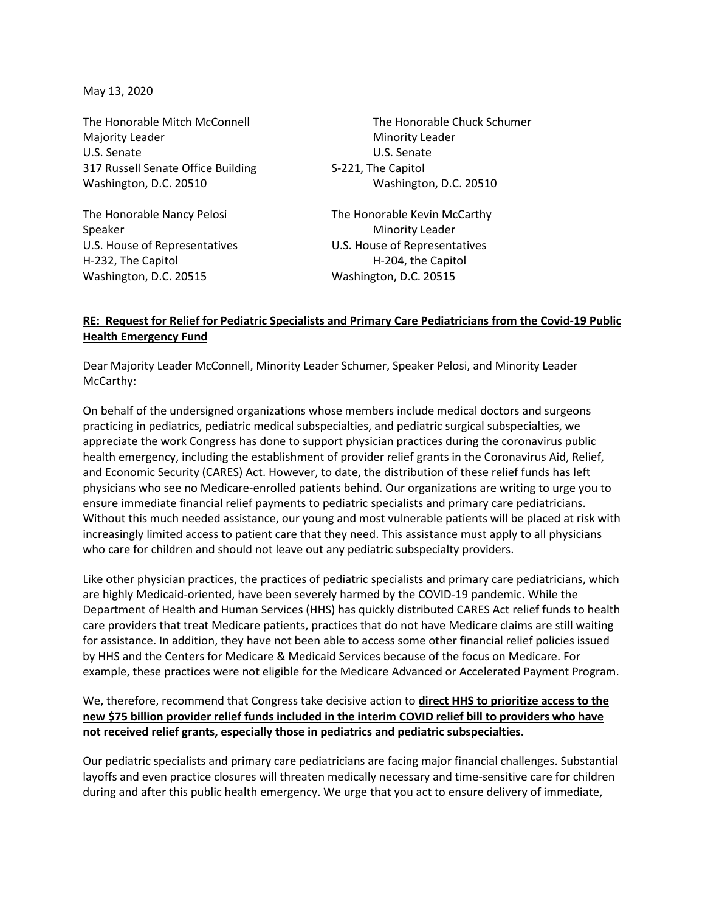May 13, 2020

The Honorable Mitch McConnell
Majority Leader
U.S. Senate
317 Russell Senate Office Building
Washington, D.C. 20510

The Honorable Chuck Schumer
Minority Leader
U.S. Senate
S-221, The Capitol
Washington, D.C. 20510

The Honorable Nancy Pelosi
Speaker
U.S. House of Representatives
H-232, The Capitol
Washington, D.C. 20515

The Honorable Kevin McCarthy
Minority Leader
U.S. House of Representatives
H-204, the Capitol
Washington, D.C. 20515

**RE: Request for Relief for Pediatric Specialists and Primary Care Pediatricians from the Covid-19 Public Health Emergency Fund**

Dear Majority Leader McConnell, Minority Leader Schumer, Speaker Pelosi, and Minority Leader McCarthy:

On behalf of the undersigned organizations whose members include medical doctors and surgeons practicing in pediatrics, pediatric medical subspecialties, and pediatric surgical subspecialties, we appreciate the work Congress has done to support physician practices during the coronavirus public health emergency, including the establishment of provider relief grants in the Coronavirus Aid, Relief, and Economic Security (CARES) Act. However, to date, the distribution of these relief funds has left physicians who see no Medicare-enrolled patients behind. Our organizations are writing to urge you to ensure immediate financial relief payments to pediatric specialists and primary care pediatricians. Without this much needed assistance, our young and most vulnerable patients will be placed at risk with increasingly limited access to patient care that they need. This assistance must apply to all physicians who care for children and should not leave out any pediatric subspecialty providers.

Like other physician practices, the practices of pediatric specialists and primary care pediatricians, which are highly Medicaid-oriented, have been severely harmed by the COVID-19 pandemic. While the Department of Health and Human Services (HHS) has quickly distributed CARES Act relief funds to health care providers that treat Medicare patients, practices that do not have Medicare claims are still waiting for assistance. In addition, they have not been able to access some other financial relief policies issued by HHS and the Centers for Medicare & Medicaid Services because of the focus on Medicare. For example, these practices were not eligible for the Medicare Advanced or Accelerated Payment Program.

We, therefore, recommend that Congress take decisive action to **direct HHS to prioritize access to the new $75 billion provider relief funds included in the interim COVID relief bill to providers who have not received relief grants, especially those in pediatrics and pediatric subspecialties.**

Our pediatric specialists and primary care pediatricians are facing major financial challenges. Substantial layoffs and even practice closures will threaten medically necessary and time-sensitive care for children during and after this public health emergency. We urge that you act to ensure delivery of immediate,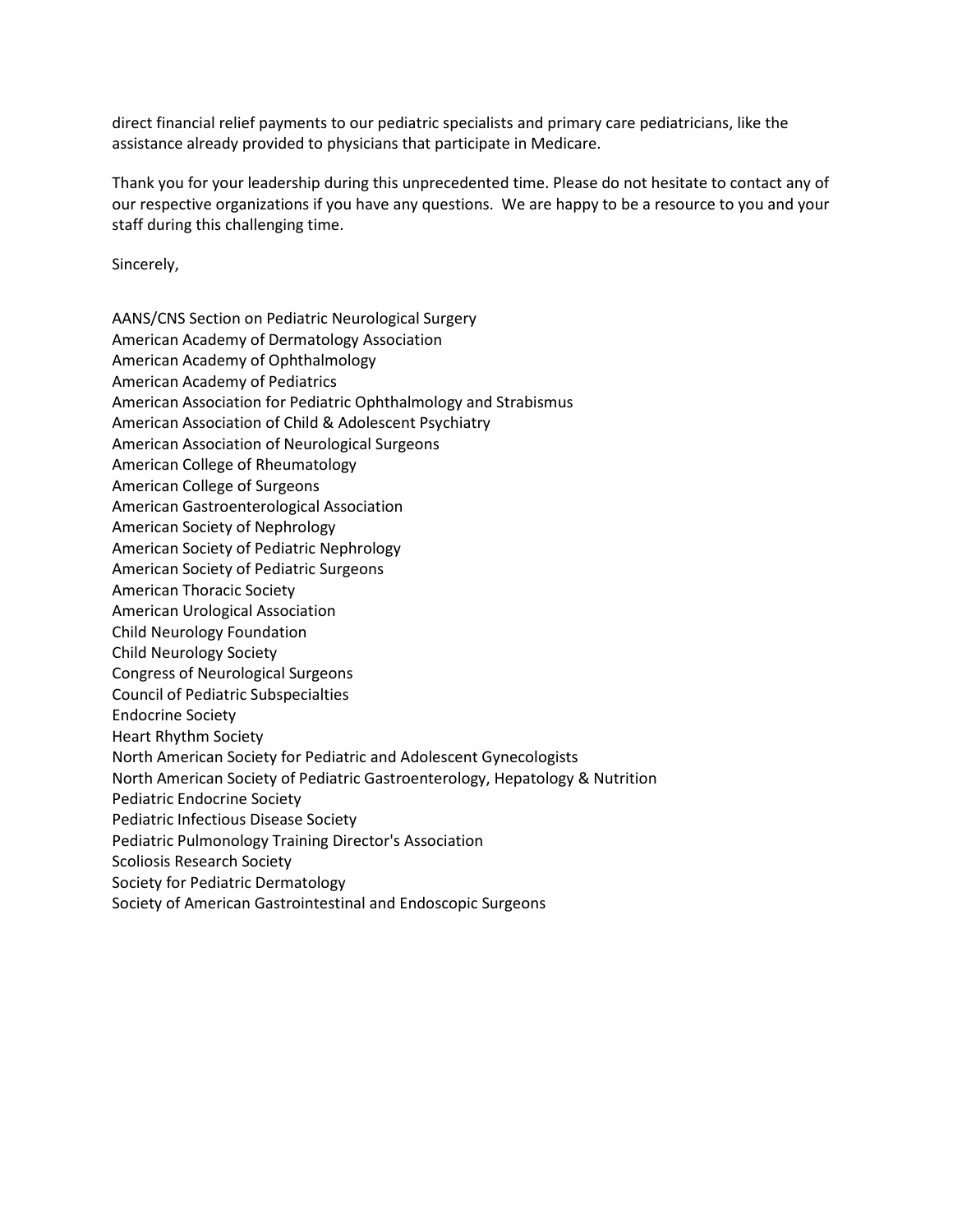direct financial relief payments to our pediatric specialists and primary care pediatricians, like the assistance already provided to physicians that participate in Medicare.

Thank you for your leadership during this unprecedented time. Please do not hesitate to contact any of our respective organizations if you have any questions. We are happy to be a resource to you and your staff during this challenging time.

Sincerely,

AANS/CNS Section on Pediatric Neurological Surgery
American Academy of Dermatology Association
American Academy of Ophthalmology
American Academy of Pediatrics
American Association for Pediatric Ophthalmology and Strabismus
American Association of Child & Adolescent Psychiatry
American Association of Neurological Surgeons
American College of Rheumatology
American College of Surgeons
American Gastroenterological Association
American Society of Nephrology
American Society of Pediatric Nephrology
American Society of Pediatric Surgeons
American Thoracic Society
American Urological Association
Child Neurology Foundation
Child Neurology Society
Congress of Neurological Surgeons
Council of Pediatric Subspecialties
Endocrine Society
Heart Rhythm Society
North American Society for Pediatric and Adolescent Gynecologists
North American Society of Pediatric Gastroenterology, Hepatology & Nutrition
Pediatric Endocrine Society
Pediatric Infectious Disease Society
Pediatric Pulmonology Training Director's Association
Scoliosis Research Society
Society for Pediatric Dermatology
Society of American Gastrointestinal and Endoscopic Surgeons